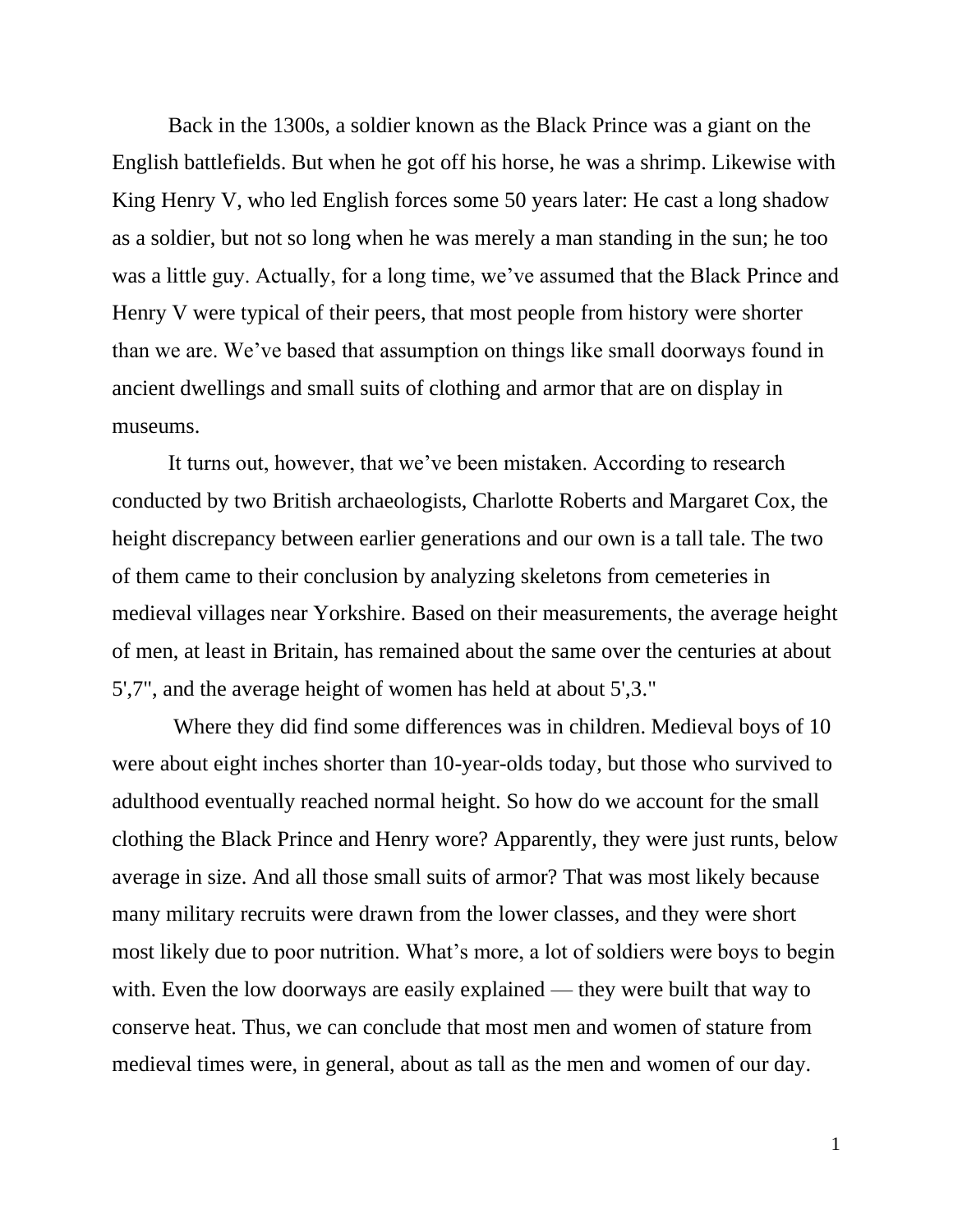Back in the 1300s, a soldier known as the Black Prince was a giant on the English battlefields. But when he got off his horse, he was a shrimp. Likewise with King Henry V, who led English forces some 50 years later: He cast a long shadow as a soldier, but not so long when he was merely a man standing in the sun; he too was a little guy. Actually, for a long time, we've assumed that the Black Prince and Henry V were typical of their peers, that most people from history were shorter than we are. We've based that assumption on things like small doorways found in ancient dwellings and small suits of clothing and armor that are on display in museums.

It turns out, however, that we've been mistaken. According to research conducted by two British archaeologists, Charlotte Roberts and Margaret Cox, the height discrepancy between earlier generations and our own is a tall tale. The two of them came to their conclusion by analyzing skeletons from cemeteries in medieval villages near Yorkshire. Based on their measurements, the average height of men, at least in Britain, has remained about the same over the centuries at about 5',7", and the average height of women has held at about 5',3."

Where they did find some differences was in children. Medieval boys of 10 were about eight inches shorter than 10-year-olds today, but those who survived to adulthood eventually reached normal height. So how do we account for the small clothing the Black Prince and Henry wore? Apparently, they were just runts, below average in size. And all those small suits of armor? That was most likely because many military recruits were drawn from the lower classes, and they were short most likely due to poor nutrition. What's more, a lot of soldiers were boys to begin with. Even the low doorways are easily explained — they were built that way to conserve heat. Thus, we can conclude that most men and women of stature from medieval times were, in general, about as tall as the men and women of our day.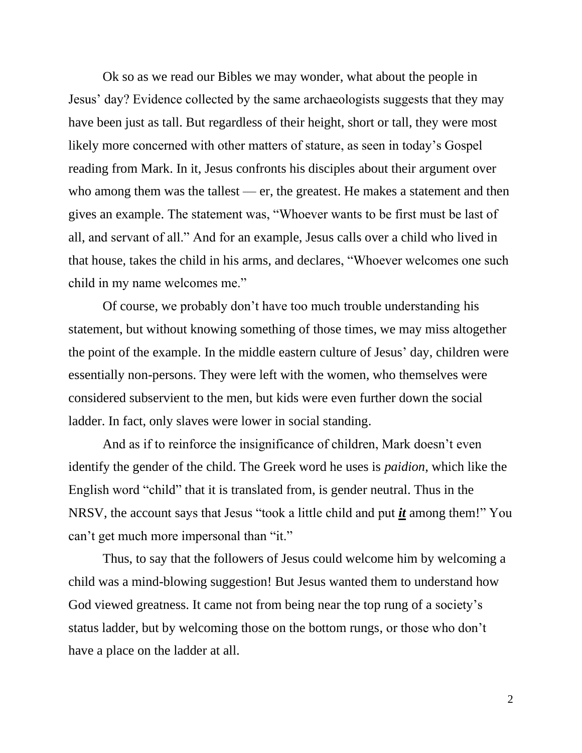Ok so as we read our Bibles we may wonder, what about the people in Jesus' day? Evidence collected by the same archaeologists suggests that they may have been just as tall. But regardless of their height, short or tall, they were most likely more concerned with other matters of stature, as seen in today's Gospel reading from Mark. In it, Jesus confronts his disciples about their argument over who among them was the tallest — er, the greatest. He makes a statement and then gives an example. The statement was, "Whoever wants to be first must be last of all, and servant of all." And for an example, Jesus calls over a child who lived in that house, takes the child in his arms, and declares, "Whoever welcomes one such child in my name welcomes me."

Of course, we probably don't have too much trouble understanding his statement, but without knowing something of those times, we may miss altogether the point of the example. In the middle eastern culture of Jesus' day, children were essentially non-persons. They were left with the women, who themselves were considered subservient to the men, but kids were even further down the social ladder. In fact, only slaves were lower in social standing.

And as if to reinforce the insignificance of children, Mark doesn't even identify the gender of the child. The Greek word he uses is *paidion,* which like the English word "child" that it is translated from, is gender neutral. Thus in the NRSV, the account says that Jesus "took a little child and put ***it*** among them!" You can't get much more impersonal than "it."

Thus, to say that the followers of Jesus could welcome him by welcoming a child was a mind-blowing suggestion! But Jesus wanted them to understand how God viewed greatness. It came not from being near the top rung of a society's status ladder, but by welcoming those on the bottom rungs, or those who don't have a place on the ladder at all.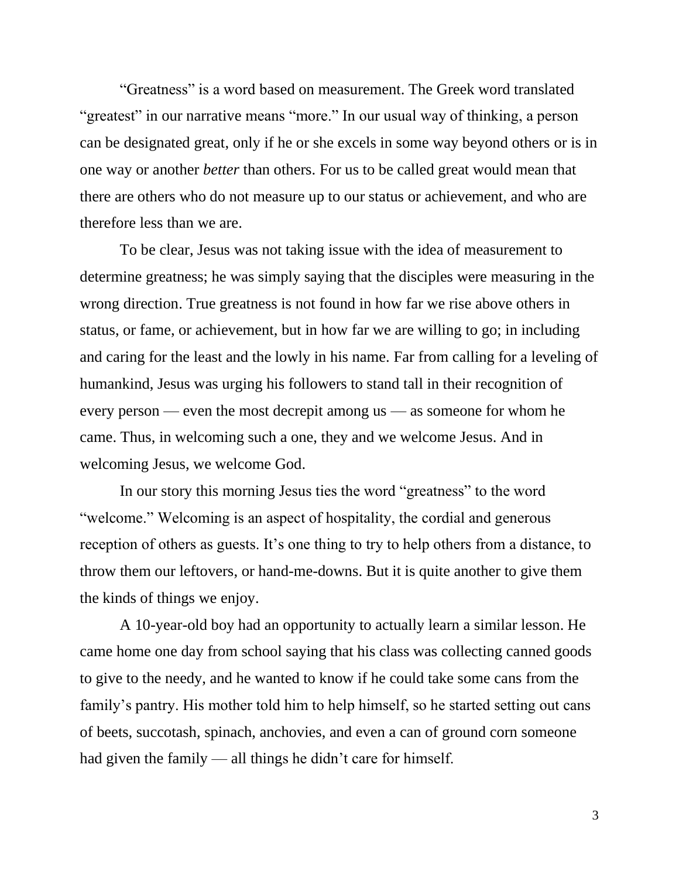"Greatness" is a word based on measurement. The Greek word translated "greatest" in our narrative means "more." In our usual way of thinking, a person can be designated great, only if he or she excels in some way beyond others or is in one way or another *better* than others. For us to be called great would mean that there are others who do not measure up to our status or achievement, and who are therefore less than we are.

To be clear, Jesus was not taking issue with the idea of measurement to determine greatness; he was simply saying that the disciples were measuring in the wrong direction. True greatness is not found in how far we rise above others in status, or fame, or achievement, but in how far we are willing to go; in including and caring for the least and the lowly in his name. Far from calling for a leveling of humankind, Jesus was urging his followers to stand tall in their recognition of every person — even the most decrepit among us — as someone for whom he came. Thus, in welcoming such a one, they and we welcome Jesus. And in welcoming Jesus, we welcome God.

In our story this morning Jesus ties the word "greatness" to the word "welcome." Welcoming is an aspect of hospitality, the cordial and generous reception of others as guests. It's one thing to try to help others from a distance, to throw them our leftovers, or hand-me-downs. But it is quite another to give them the kinds of things we enjoy.

A 10-year-old boy had an opportunity to actually learn a similar lesson. He came home one day from school saying that his class was collecting canned goods to give to the needy, and he wanted to know if he could take some cans from the family's pantry. His mother told him to help himself, so he started setting out cans of beets, succotash, spinach, anchovies, and even a can of ground corn someone had given the family — all things he didn't care for himself.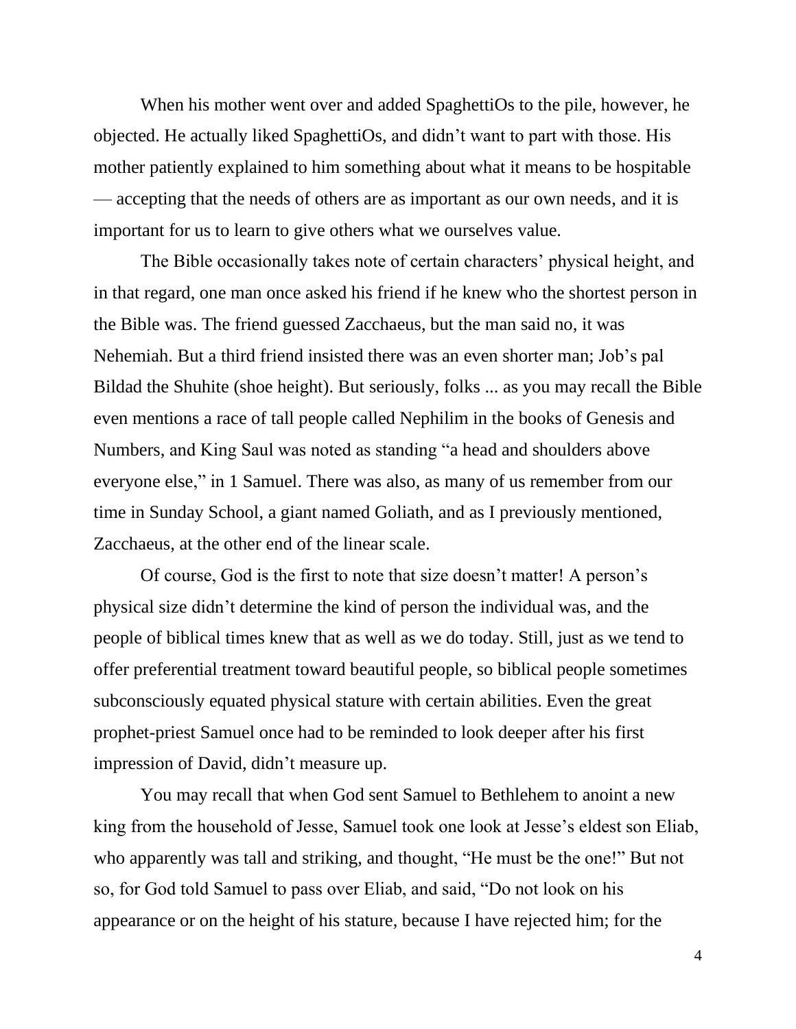When his mother went over and added SpaghettiOs to the pile, however, he objected. He actually liked SpaghettiOs, and didn't want to part with those. His mother patiently explained to him something about what it means to be hospitable — accepting that the needs of others are as important as our own needs, and it is important for us to learn to give others what we ourselves value.

The Bible occasionally takes note of certain characters' physical height, and in that regard, one man once asked his friend if he knew who the shortest person in the Bible was. The friend guessed Zacchaeus, but the man said no, it was Nehemiah. But a third friend insisted there was an even shorter man; Job's pal Bildad the Shuhite (shoe height). But seriously, folks ... as you may recall the Bible even mentions a race of tall people called Nephilim in the books of Genesis and Numbers, and King Saul was noted as standing "a head and shoulders above everyone else," in 1 Samuel. There was also, as many of us remember from our time in Sunday School, a giant named Goliath, and as I previously mentioned, Zacchaeus, at the other end of the linear scale.

Of course, God is the first to note that size doesn't matter! A person's physical size didn't determine the kind of person the individual was, and the people of biblical times knew that as well as we do today. Still, just as we tend to offer preferential treatment toward beautiful people, so biblical people sometimes subconsciously equated physical stature with certain abilities. Even the great prophet-priest Samuel once had to be reminded to look deeper after his first impression of David, didn't measure up.

You may recall that when God sent Samuel to Bethlehem to anoint a new king from the household of Jesse, Samuel took one look at Jesse's eldest son Eliab, who apparently was tall and striking, and thought, "He must be the one!" But not so, for God told Samuel to pass over Eliab, and said, "Do not look on his appearance or on the height of his stature, because I have rejected him; for the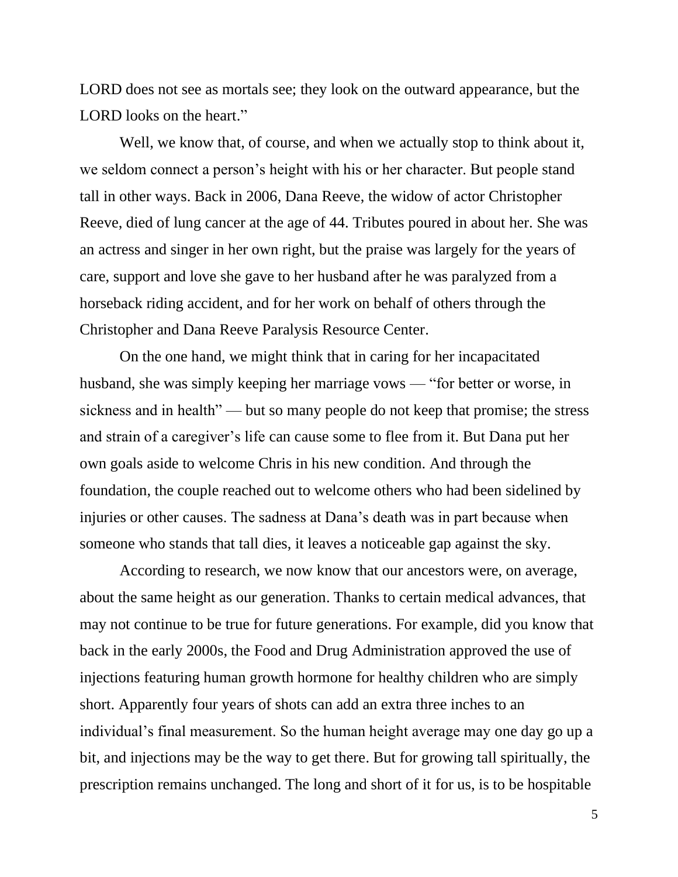LORD does not see as mortals see; they look on the outward appearance, but the LORD looks on the heart."

Well, we know that, of course, and when we actually stop to think about it, we seldom connect a person's height with his or her character. But people stand tall in other ways. Back in 2006, Dana Reeve, the widow of actor Christopher Reeve, died of lung cancer at the age of 44. Tributes poured in about her. She was an actress and singer in her own right, but the praise was largely for the years of care, support and love she gave to her husband after he was paralyzed from a horseback riding accident, and for her work on behalf of others through the Christopher and Dana Reeve Paralysis Resource Center.

On the one hand, we might think that in caring for her incapacitated husband, she was simply keeping her marriage vows — "for better or worse, in sickness and in health" — but so many people do not keep that promise; the stress and strain of a caregiver's life can cause some to flee from it. But Dana put her own goals aside to welcome Chris in his new condition. And through the foundation, the couple reached out to welcome others who had been sidelined by injuries or other causes. The sadness at Dana's death was in part because when someone who stands that tall dies, it leaves a noticeable gap against the sky.

According to research, we now know that our ancestors were, on average, about the same height as our generation. Thanks to certain medical advances, that may not continue to be true for future generations. For example, did you know that back in the early 2000s, the Food and Drug Administration approved the use of injections featuring human growth hormone for healthy children who are simply short. Apparently four years of shots can add an extra three inches to an individual's final measurement. So the human height average may one day go up a bit, and injections may be the way to get there. But for growing tall spiritually, the prescription remains unchanged. The long and short of it for us, is to be hospitable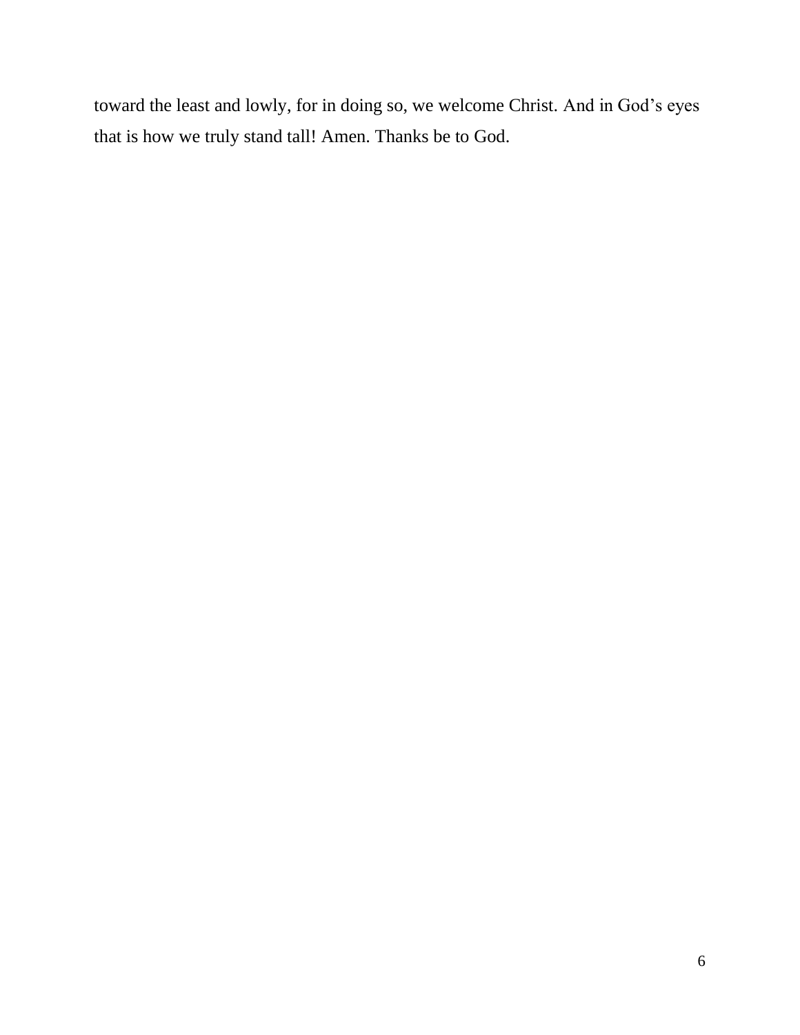toward the least and lowly, for in doing so, we welcome Christ. And in God's eyes that is how we truly stand tall! Amen. Thanks be to God.